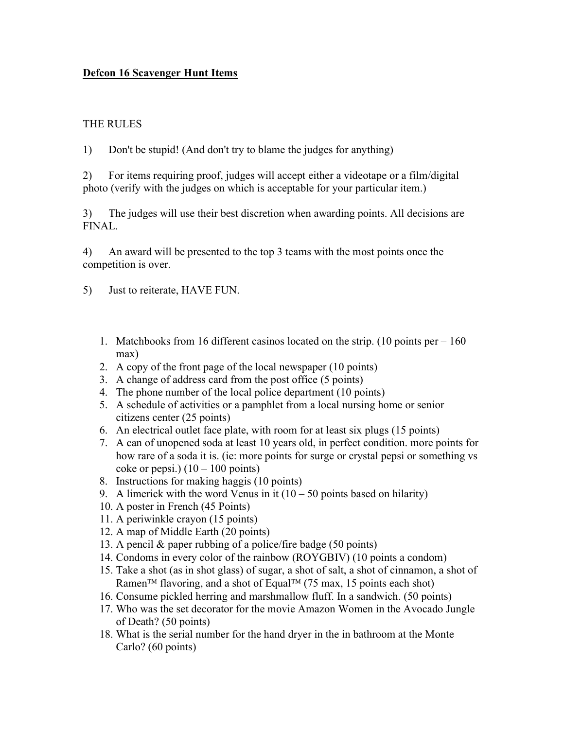**Defcon 16 Scavenger Hunt Items**

THE RULES

1) Don't be stupid! (And don't try to blame the judges for anything)

2) For items requiring proof, judges will accept either a videotape or a film/digital photo (verify with the judges on which is acceptable for your particular item.)

3) The judges will use their best discretion when awarding points. All decisions are FINAL.

4) An award will be presented to the top 3 teams with the most points once the competition is over.

5) Just to reiterate, HAVE FUN.

1. Matchbooks from 16 different casinos located on the strip. (10 points per – 160 max)
2. A copy of the front page of the local newspaper (10 points)
3. A change of address card from the post office (5 points)
4. The phone number of the local police department (10 points)
5. A schedule of activities or a pamphlet from a local nursing home or senior citizens center (25 points)
6. An electrical outlet face plate, with room for at least six plugs (15 points)
7. A can of unopened soda at least 10 years old, in perfect condition. more points for how rare of a soda it is. (ie: more points for surge or crystal pepsi or something vs coke or pepsi.) (10 – 100 points)
8. Instructions for making haggis (10 points)
9. A limerick with the word Venus in it (10 – 50 points based on hilarity)
10. A poster in French (45 Points)
11. A periwinkle crayon (15 points)
12. A map of Middle Earth (20 points)
13. A pencil & paper rubbing of a police/fire badge (50 points)
14. Condoms in every color of the rainbow (ROYGBIV) (10 points a condom)
15. Take a shot (as in shot glass) of sugar, a shot of salt, a shot of cinnamon, a shot of Ramen™ flavoring, and a shot of Equal™ (75 max, 15 points each shot)
16. Consume pickled herring and marshmallow fluff. In a sandwich. (50 points)
17. Who was the set decorator for the movie Amazon Women in the Avocado Jungle of Death? (50 points)
18. What is the serial number for the hand dryer in the in bathroom at the Monte Carlo? (60 points)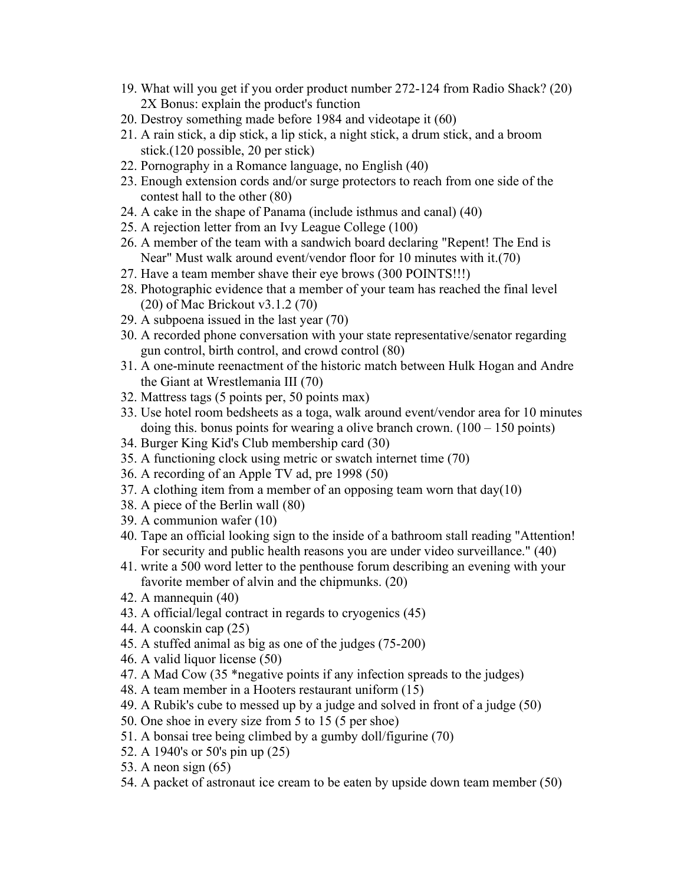19. What will you get if you order product number 272-124 from Radio Shack? (20) 2X Bonus: explain the product's function
20. Destroy something made before 1984 and videotape it (60)
21. A rain stick, a dip stick, a lip stick, a night stick, a drum stick, and a broom stick.(120 possible, 20 per stick)
22. Pornography in a Romance language, no English (40)
23. Enough extension cords and/or surge protectors to reach from one side of the contest hall to the other (80)
24. A cake in the shape of Panama (include isthmus and canal) (40)
25. A rejection letter from an Ivy League College (100)
26. A member of the team with a sandwich board declaring "Repent! The End is Near" Must walk around event/vendor floor for 10 minutes with it.(70)
27. Have a team member shave their eye brows (300 POINTS!!!)
28. Photographic evidence that a member of your team has reached the final level (20) of Mac Brickout v3.1.2 (70)
29. A subpoena issued in the last year (70)
30. A recorded phone conversation with your state representative/senator regarding gun control, birth control, and crowd control (80)
31. A one-minute reenactment of the historic match between Hulk Hogan and Andre the Giant at Wrestlemania III (70)
32. Mattress tags (5 points per, 50 points max)
33. Use hotel room bedsheets as a toga, walk around event/vendor area for 10 minutes doing this. bonus points for wearing a olive branch crown. (100 – 150 points)
34. Burger King Kid's Club membership card (30)
35. A functioning clock using metric or swatch internet time (70)
36. A recording of an Apple TV ad, pre 1998 (50)
37. A clothing item from a member of an opposing team worn that day(10)
38. A piece of the Berlin wall (80)
39. A communion wafer (10)
40. Tape an official looking sign to the inside of a bathroom stall reading "Attention! For security and public health reasons you are under video surveillance." (40)
41. write a 500 word letter to the penthouse forum describing an evening with your favorite member of alvin and the chipmunks. (20)
42. A mannequin (40)
43. A official/legal contract in regards to cryogenics (45)
44. A coonskin cap (25)
45. A stuffed animal as big as one of the judges (75-200)
46. A valid liquor license (50)
47. A Mad Cow (35 *negative points if any infection spreads to the judges)
48. A team member in a Hooters restaurant uniform (15)
49. A Rubik's cube to messed up by a judge and solved in front of a judge (50)
50. One shoe in every size from 5 to 15 (5 per shoe)
51. A bonsai tree being climbed by a gumby doll/figurine (70)
52. A 1940's or 50's pin up (25)
53. A neon sign (65)
54. A packet of astronaut ice cream to be eaten by upside down team member (50)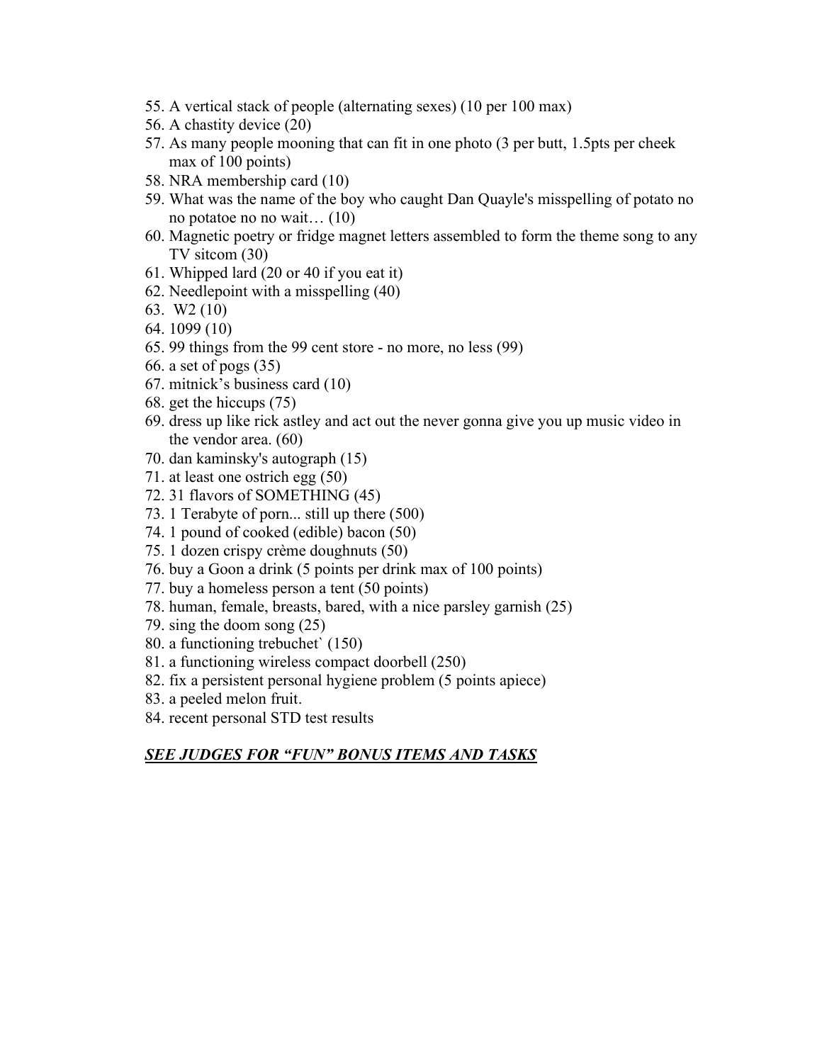55. A vertical stack of people (alternating sexes) (10 per 100 max)
56. A chastity device (20)
57. As many people mooning that can fit in one photo (3 per butt, 1.5pts per cheek max of 100 points)
58. NRA membership card (10)
59. What was the name of the boy who caught Dan Quayle's misspelling of potato no no potatoe no no wait… (10)
60. Magnetic poetry or fridge magnet letters assembled to form the theme song to any TV sitcom (30)
61. Whipped lard (20 or 40 if you eat it)
62. Needlepoint with a misspelling (40)
63. W2 (10)
64. 1099 (10)
65. 99 things from the 99 cent store - no more, no less (99)
66. a set of pogs (35)
67. mitnick's business card (10)
68. get the hiccups (75)
69. dress up like rick astley and act out the never gonna give you up music video in the vendor area. (60)
70. dan kaminsky's autograph (15)
71. at least one ostrich egg (50)
72. 31 flavors of SOMETHING (45)
73. 1 Terabyte of porn... still up there (500)
74. 1 pound of cooked (edible) bacon (50)
75. 1 dozen crispy crème doughnuts (50)
76. buy a Goon a drink (5 points per drink max of 100 points)
77. buy a homeless person a tent (50 points)
78. human, female, breasts, bared, with a nice parsley garnish (25)
79. sing the doom song (25)
80. a functioning trebuchet` (150)
81. a functioning wireless compact doorbell (250)
82. fix a persistent personal hygiene problem (5 points apiece)
83. a peeled melon fruit.
84. recent personal STD test results

***<u>SEE JUDGES FOR "FUN" BONUS ITEMS AND TASKS</u>***